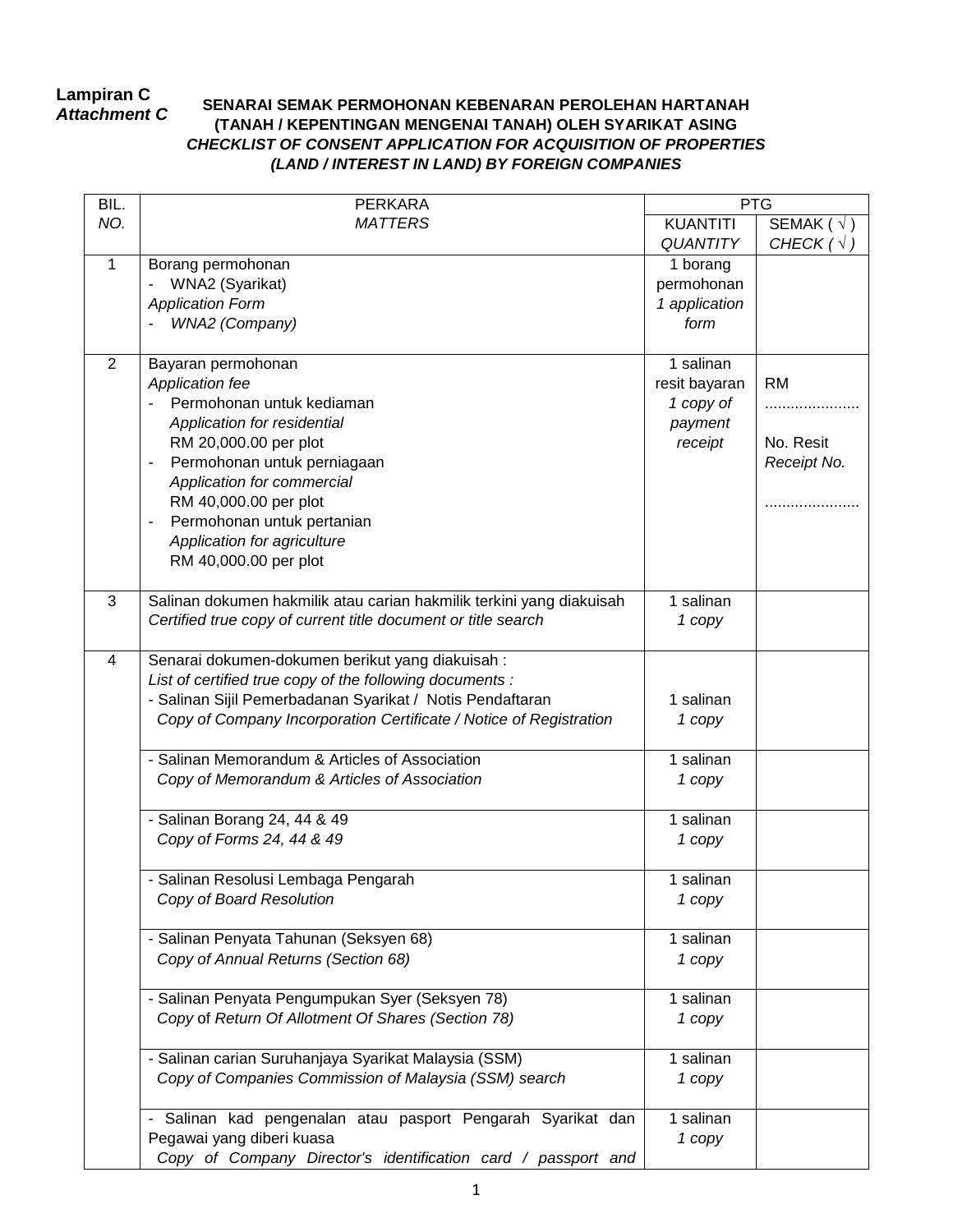**Lampiran C**
***Attachment C***

**SENARAI SEMAK PERMOHONAN KEBENARAN PEROLEHAN HARTANAH (TANAH / KEPENTINGAN MENGENAI TANAH) OLEH SYARIKAT ASING**
***CHECKLIST OF CONSENT APPLICATION FOR ACQUISITION OF PROPERTIES (LAND / INTEREST IN LAND) BY FOREIGN COMPANIES***

| BIL. *NO.* | PERKARA *MATTERS* | PTG | |
|---|---|---|---|
| | | KUANTITI *QUANTITY* | SEMAK ( √ ) *CHECK ( √ )* |
| 1 | Borang permohonan<br>- WNA2 (Syarikat)<br>*Application Form*<br>- *WNA2 (Company)* | 1 borang permohonan<br>*1 application form* | |
| 2 | Bayaran permohonan<br>*Application fee*<br>- Permohonan untuk kediaman<br>*Application for residential*<br>RM 20,000.00 per plot<br>- Permohonan untuk perniagaan<br>*Application for commercial*<br>RM 40,000.00 per plot<br>- Permohonan untuk pertanian<br>*Application for agriculture*<br>RM 40,000.00 per plot | 1 salinan resit bayaran<br>*1 copy of payment receipt* | RM ......................<br><br>No. Resit<br>*Receipt No.*<br><br>...................... |
| 3 | Salinan dokumen hakmilik atau carian hakmilik terkini yang diakuisah<br>*Certified true copy of current title document or title search* | 1 salinan<br>*1 copy* | |
| 4 | Senarai dokumen-dokumen berikut yang diakuisah :<br>*List of certified true copy of the following documents :*<br>- Salinan Sijil Pemerbadanan Syarikat / Notis Pendaftaran<br>*Copy of Company Incorporation Certificate / Notice of Registration* | 1 salinan<br>*1 copy* | |
| | - Salinan Memorandum & Articles of Association<br>*Copy of Memorandum & Articles of Association* | 1 salinan<br>*1 copy* | |
| | - Salinan Borang 24, 44 & 49<br>*Copy of Forms 24, 44 & 49* | 1 salinan<br>*1 copy* | |
| | - Salinan Resolusi Lembaga Pengarah<br>*Copy of Board Resolution* | 1 salinan<br>*1 copy* | |
| | - Salinan Penyata Tahunan (Seksyen 68)<br>*Copy of Annual Returns (Section 68)* | 1 salinan<br>*1 copy* | |
| | - Salinan Penyata Pengumpukan Syer (Seksyen 78)<br>Copy of *Return Of Allotment Of Shares (Section 78)* | 1 salinan<br>*1 copy* | |
| | - Salinan carian Suruhanjaya Syarikat Malaysia (SSM)<br>*Copy of Companies Commission of Malaysia (SSM) search* | 1 salinan<br>*1 copy* | |
| | - Salinan kad pengenalan atau pasport Pengarah Syarikat dan Pegawai yang diberi kuasa<br>*Copy of Company Director's identification card / passport and* | 1 salinan<br>*1 copy* | |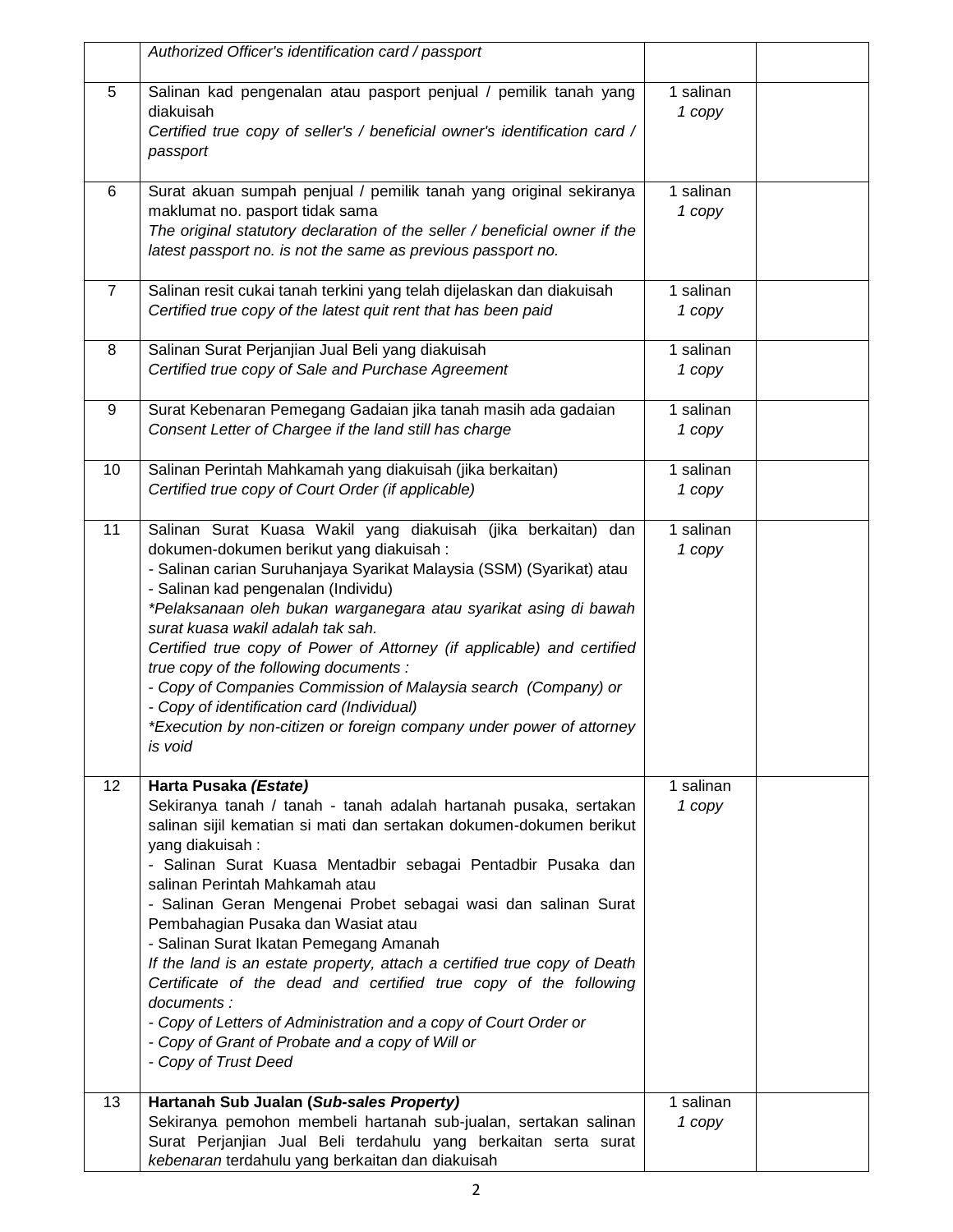| | | | |
|---|---|---|---|
| | *Authorized Officer's identification card / passport* | | |
| 5 | Salinan kad pengenalan atau pasport penjual / pemilik tanah yang diakuisah<br>*Certified true copy of seller's / beneficial owner's identification card / passport* | 1 salinan<br>*1 copy* | |
| 6 | Surat akuan sumpah penjual / pemilik tanah yang original sekiranya maklumat no. pasport tidak sama<br>*The original statutory declaration of the seller / beneficial owner if the latest passport no. is not the same as previous passport no.* | 1 salinan<br>*1 copy* | |
| 7 | Salinan resit cukai tanah terkini yang telah dijelaskan dan diakuisah<br>*Certified true copy of the latest quit rent that has been paid* | 1 salinan<br>*1 copy* | |
| 8 | Salinan Surat Perjanjian Jual Beli yang diakuisah<br>*Certified true copy of Sale and Purchase Agreement* | 1 salinan<br>*1 copy* | |
| 9 | Surat Kebenaran Pemegang Gadaian jika tanah masih ada gadaian<br>*Consent Letter of Chargee if the land still has charge* | 1 salinan<br>*1 copy* | |
| 10 | Salinan Perintah Mahkamah yang diakuisah (jika berkaitan)<br>*Certified true copy of Court Order (if applicable)* | 1 salinan<br>*1 copy* | |
| 11 | Salinan Surat Kuasa Wakil yang diakuisah (jika berkaitan) dan dokumen-dokumen berikut yang diakuisah :<br>- Salinan carian Suruhanjaya Syarikat Malaysia (SSM) (Syarikat) atau<br>- Salinan kad pengenalan (Individu)<br>*\*Pelaksanaan oleh bukan warganegara atau syarikat asing di bawah surat kuasa wakil adalah tak sah.*<br>*Certified true copy of Power of Attorney (if applicable) and certified true copy of the following documents :*<br>*- Copy of Companies Commission of Malaysia search (Company) or*<br>*- Copy of identification card (Individual)*<br>*\*Execution by non-citizen or foreign company under power of attorney is void* | 1 salinan<br>*1 copy* | |
| 12 | **Harta Pusaka *(Estate)***<br>Sekiranya tanah / tanah - tanah adalah hartanah pusaka, sertakan salinan sijil kematian si mati dan sertakan dokumen-dokumen berikut yang diakuisah :<br>- Salinan Surat Kuasa Mentadbir sebagai Pentadbir Pusaka dan salinan Perintah Mahkamah atau<br>- Salinan Geran Mengenai Probet sebagai wasi dan salinan Surat Pembahagian Pusaka dan Wasiat atau<br>- Salinan Surat Ikatan Pemegang Amanah<br>*If the land is an estate property, attach a certified true copy of Death Certificate of the dead and certified true copy of the following documents :*<br>*- Copy of Letters of Administration and a copy of Court Order or*<br>*- Copy of Grant of Probate and a copy of Will or*<br>*- Copy of Trust Deed* | 1 salinan<br>*1 copy* | |
| 13 | **Hartanah Sub Jualan (*Sub-sales Property*)**<br>Sekiranya pemohon membeli hartanah sub-jualan, sertakan salinan Surat Perjanjian Jual Beli terdahulu yang berkaitan serta surat *kebenaran* terdahulu yang berkaitan dan diakuisah | 1 salinan<br>*1 copy* | |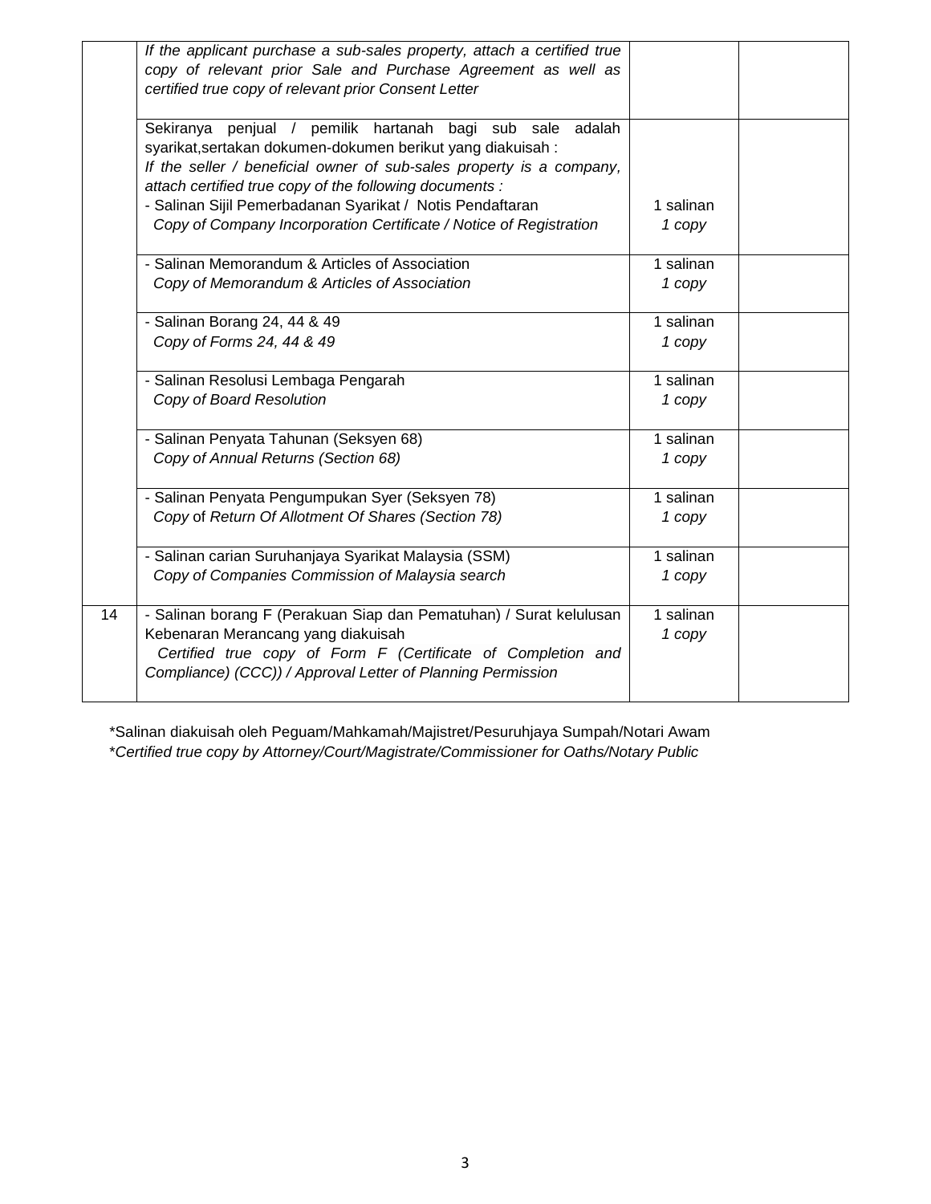| | | | |
|---|---|---|---|
| | *If the applicant purchase a sub-sales property, attach a certified true copy of relevant prior Sale and Purchase Agreement as well as certified true copy of relevant prior Consent Letter* | | |
| | Sekiranya penjual / pemilik hartanah bagi sub sale adalah syarikat,sertakan dokumen-dokumen berikut yang diakuisah :<br>*If the seller / beneficial owner of sub-sales property is a company, attach certified true copy of the following documents :*<br>- Salinan Sijil Pemerbadanan Syarikat / Notis Pendaftaran<br>*Copy of Company Incorporation Certificate / Notice of Registration* | 1 salinan<br>*1 copy* | |
| | - Salinan Memorandum & Articles of Association<br>*Copy of Memorandum & Articles of Association* | 1 salinan<br>*1 copy* | |
| | - Salinan Borang 24, 44 & 49<br>*Copy of Forms 24, 44 & 49* | 1 salinan<br>*1 copy* | |
| | - Salinan Resolusi Lembaga Pengarah<br>*Copy of Board Resolution* | 1 salinan<br>*1 copy* | |
| | - Salinan Penyata Tahunan (Seksyen 68)<br>*Copy of Annual Returns (Section 68)* | 1 salinan<br>*1 copy* | |
| | - Salinan Penyata Pengumpukan Syer (Seksyen 78)<br>*Copy* of *Return Of Allotment Of Shares (Section 78)* | 1 salinan<br>*1 copy* | |
| | - Salinan carian Suruhanjaya Syarikat Malaysia (SSM)<br>*Copy of Companies Commission of Malaysia search* | 1 salinan<br>*1 copy* | |
| 14 | - Salinan borang F (Perakuan Siap dan Pematuhan) / Surat kelulusan Kebenaran Merancang yang diakuisah<br>*Certified true copy of Form F (Certificate of Completion and Compliance) (CCC)) / Approval Letter of Planning Permission* | 1 salinan<br>*1 copy* | |

*Salinan diakuisah oleh Peguam/Mahkamah/Majistret/Pesuruhjaya Sumpah/Notari Awam

**Certified true copy by Attorney/Court/Magistrate/Commissioner for Oaths/Notary Public*